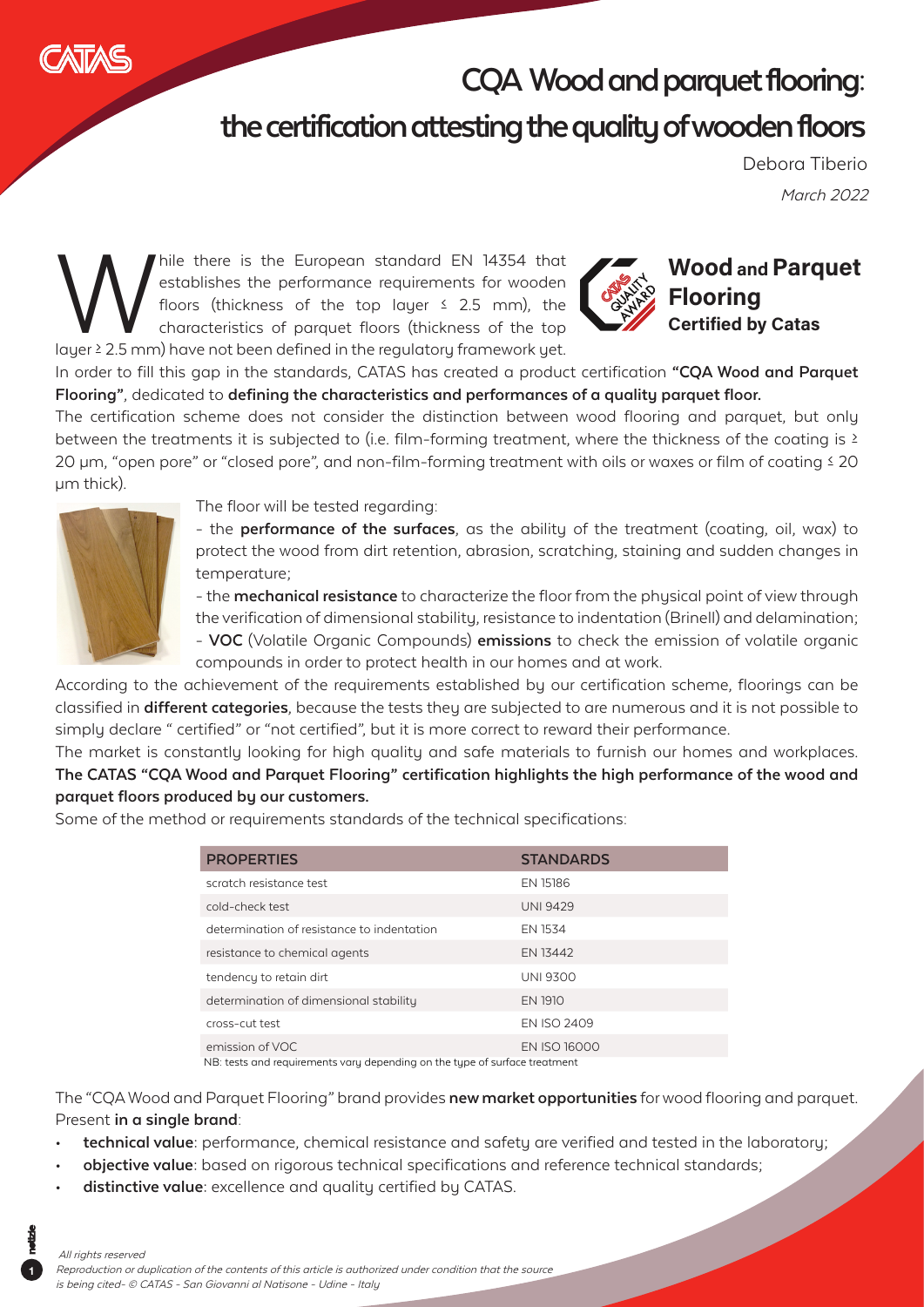// CATAS

# CQA Wood and parquet flooring: the certification attesting the quality of wooden floors

Debora Tiberio

*March 2022*

**Wood and Parquet Flooring**
**Certified by Catas**

While there is the European standard EN 14354 that establishes the performance requirements for wooden floors (thickness of the top layer ≤ 2.5 mm), the characteristics of parquet floors (thickness of the top layer ≥ 2.5 mm) have not been defined in the regulatory framework yet.

In order to fill this gap in the standards, CATAS has created a product certification **"CQA Wood and Parquet Flooring"**, dedicated to **defining the characteristics and performances of a quality parquet floor.**

The certification scheme does not consider the distinction between wood flooring and parquet, but only between the treatments it is subjected to (i.e. film-forming treatment, where the thickness of the coating is ≥ 20 µm, "open pore" or "closed pore", and non-film-forming treatment with oils or waxes or film of coating ≤ 20 µm thick).

The floor will be tested regarding:

- the **performance of the surfaces**, as the ability of the treatment (coating, oil, wax) to protect the wood from dirt retention, abrasion, scratching, staining and sudden changes in temperature;
- the **mechanical resistance** to characterize the floor from the physical point of view through the verification of dimensional stability, resistance to indentation (Brinell) and delamination;
- **VOC** (Volatile Organic Compounds) **emissions** to check the emission of volatile organic compounds in order to protect health in our homes and at work.

According to the achievement of the requirements established by our certification scheme, floorings can be classified in **different categories**, because the tests they are subjected to are numerous and it is not possible to simply declare " certified" or "not certified", but it is more correct to reward their performance.

The market is constantly looking for high quality and safe materials to furnish our homes and workplaces. **The CATAS "CQA Wood and Parquet Flooring" certification highlights the high performance of the wood and parquet floors produced by our customers.**

Some of the method or requirements standards of the technical specifications:

| PROPERTIES | STANDARDS |
|---|---|
| scratch resistance test | EN 15186 |
| cold-check test | UNI 9429 |
| determination of resistance to indentation | EN 1534 |
| resistance to chemical agents | EN 13442 |
| tendency to retain dirt | UNI 9300 |
| determination of dimensional stability | EN 1910 |
| cross-cut test | EN ISO 2409 |
| emission of VOC | EN ISO 16000 |

NB: tests and requirements vary depending on the type of surface treatment

The "CQA Wood and Parquet Flooring" brand provides **new market opportunities** for wood flooring and parquet. Present **in a single brand**:

- **technical value**: performance, chemical resistance and safety are verified and tested in the laboratory;
- **objective value**: based on rigorous technical specifications and reference technical standards;
- **distinctive value**: excellence and quality certified by CATAS.

*All rights reserved*
*Reproduction or duplication of the contents of this article is authorized under condition that the source is being cited- © CATAS - San Giovanni al Natisone - Udine - Italy*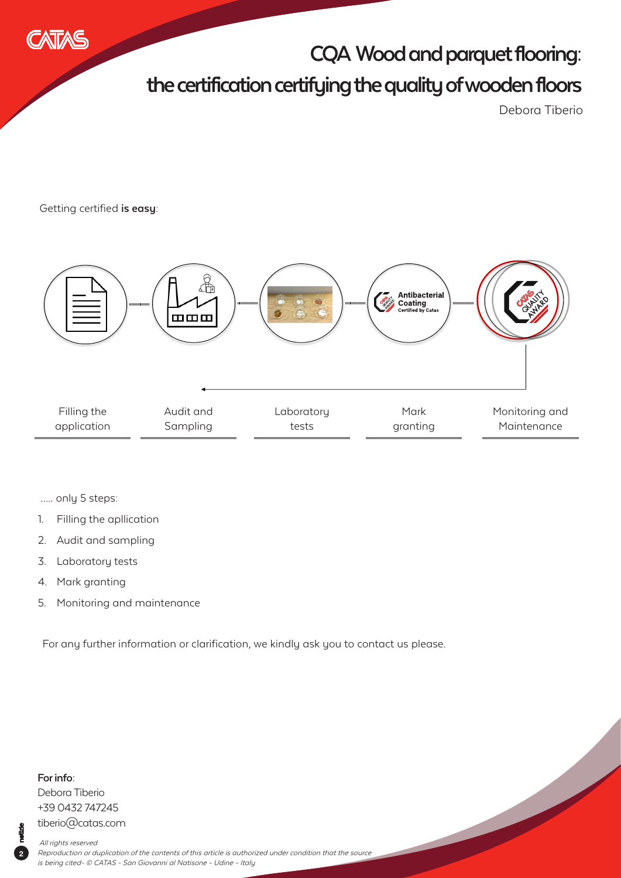# CQA Wood and parquet flooring: the certification certifying the quality of wooden floors

Debora Tiberio

Getting certified **is easy**:

Filling the application

Audit and Sampling

Laboratory tests

Mark granting

Monitoring and Maintenance

..... only 5 steps:

1. Filling the apllication
2. Audit and sampling
3. Laboratory tests
4. Mark granting
5. Monitoring and maintenance

For any further information or clarification, we kindly ask you to contact us please.

**For info**:
Debora Tiberio
+39 0432 747245
tiberio@catas.com

*All rights reserved*
*Reproduction or duplication of the contents of this article is authorized under condition that the source is being cited- © CATAS - San Giovanni al Natisone - Udine - Italy*